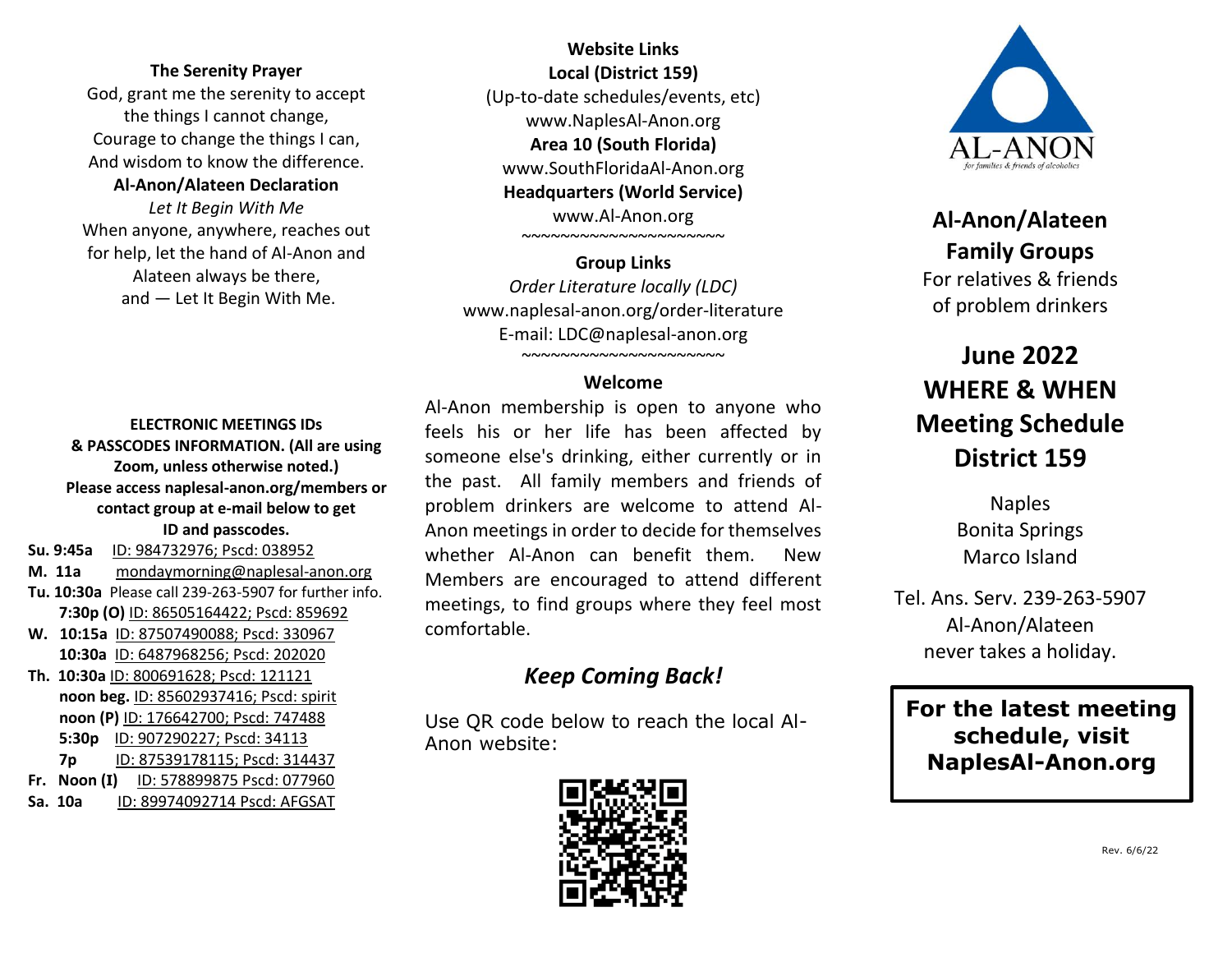**The Serenity Prayer**

God, grant me the serenity to accept
the things I cannot change,
Courage to change the things I can,
And wisdom to know the difference.

**Al-Anon/Alateen Declaration**

*Let It Begin With Me*

When anyone, anywhere, reaches out
for help, let the hand of Al-Anon and
Alateen always be there,
and — Let It Begin With Me.

**ELECTRONIC MEETINGS IDs & PASSCODES INFORMATION. (All are using Zoom, unless otherwise noted.) Please access naplesal-anon.org/members or contact group at e-mail below to get ID and passcodes.**

**Su. 9:45a** ID: 984732976; Pscd: 038952
**M. 11a** mondaymorning@naplesal-anon.org
**Tu. 10:30a** Please call 239-263-5907 for further info.
**7:30p (O)** ID: 86505164422; Pscd: 859692
**W. 10:15a** ID: 87507490088; Pscd: 330967
**10:30a** ID: 6487968256; Pscd: 202020
**Th. 10:30a** ID: 800691628; Pscd: 121121
**noon beg.** ID: 85602937416; Pscd: spirit
**noon (P)** ID: 176642700; Pscd: 747488
**5:30p** ID: 907290227; Pscd: 34113
**7p** ID: 87539178115; Pscd: 314437
**Fr. Noon (I)** ID: 578899875 Pscd: 077960
**Sa. 10a** ID: 89974092714 Pscd: AFGSAT

**Website Links**

**Local (District 159)**
(Up-to-date schedules/events, etc)
www.NaplesAl-Anon.org

**Area 10 (South Florida)**
www.SouthFloridaAl-Anon.org

**Headquarters (World Service)**
www.Al-Anon.org

~~~~~~~~~~~~~~~~~~~~~~

**Group Links**

*Order Literature locally (LDC)*
www.naplesal-anon.org/order-literature
E-mail: LDC@naplesal-anon.org

~~~~~~~~~~~~~~~~~~~~~~

**Welcome**

Al-Anon membership is open to anyone who feels his or her life has been affected by someone else's drinking, either currently or in the past. All family members and friends of problem drinkers are welcome to attend Al-Anon meetings in order to decide for themselves whether Al-Anon can benefit them. New Members are encouraged to attend different meetings, to find groups where they feel most comfortable.

***Keep Coming Back!***

Use QR code below to reach the local Al-Anon website:

AL-ANON
*for families & friends of alcoholics*

## Al-Anon/Alateen Family Groups

For relatives & friends of problem drinkers

# June 2022 WHERE & WHEN Meeting Schedule District 159

Naples
Bonita Springs
Marco Island

Tel. Ans. Serv. 239-263-5907
Al-Anon/Alateen
never takes a holiday.

**For the latest meeting schedule, visit NaplesAl-Anon.org**

Rev. 6/6/22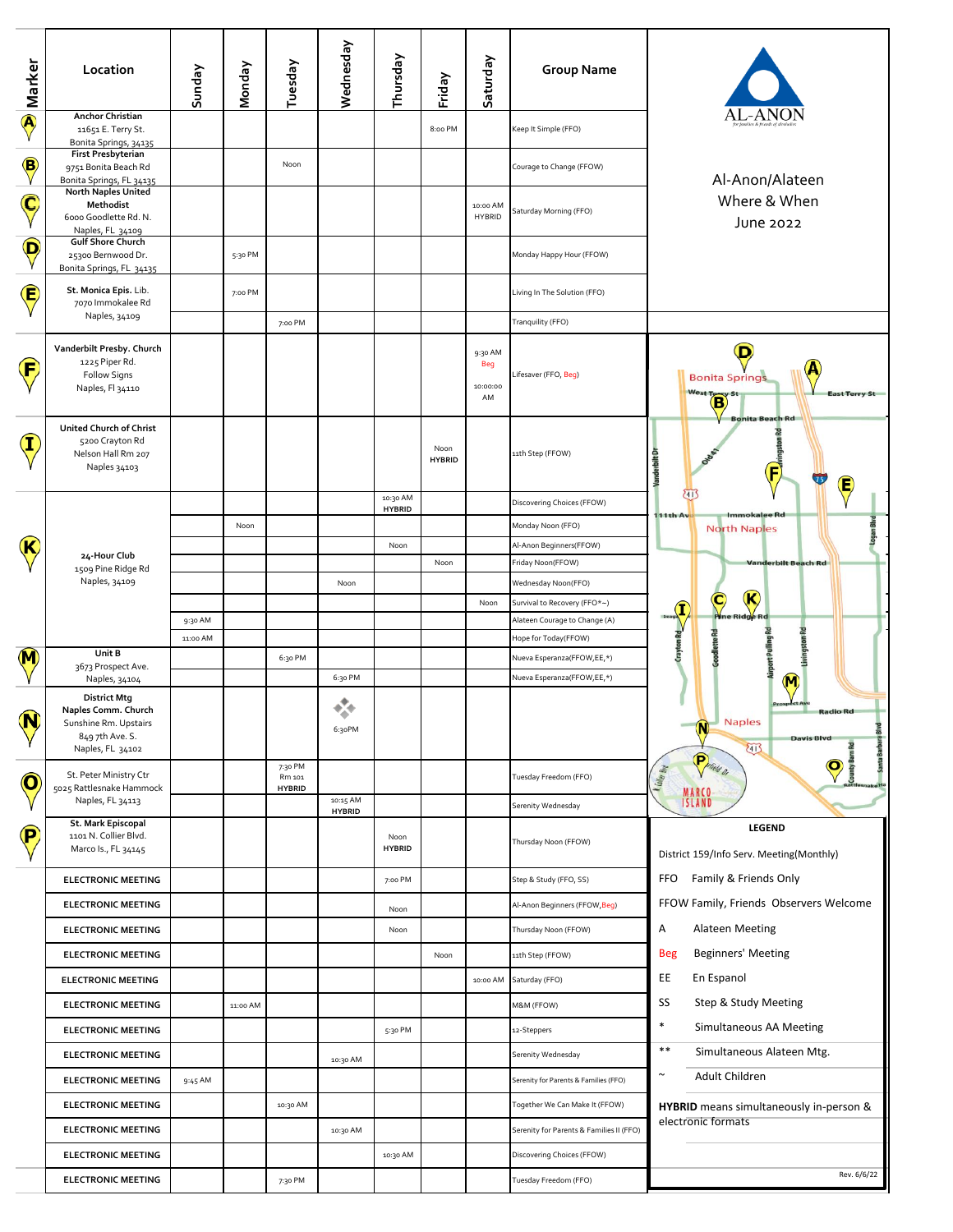| Marker | Location | Sunday | Monday | Tuesday | Wednesday | Thursday | Friday | Saturday | Group Name |
|---|---|---|---|---|---|---|---|---|---|
| A | **Anchor Christian** 11651 E. Terry St. Bonita Springs, 34135 | | | | | | 8:00 PM | | Keep It Simple (FFO) |
| B | **First Presbyterian** 9751 Bonita Beach Rd Bonita Springs, FL 34135 | | | Noon | | | | | Courage to Change (FFOW) |
| C | **North Naples United Methodist** 6000 Goodlette Rd. N. Naples, FL 34109 | | | | | | | 10:00 AM HYBRID | Saturday Morning (FFO) |
| D | **Gulf Shore Church** 25300 Bernwood Dr. Bonita Springs, FL 34135 | | 5:30 PM | | | | | | Monday Happy Hour (FFOW) |
| E | **St. Monica Epis.** Lib. 7070 Immokalee Rd Naples, 34109 | | 7:00 PM | | | | | | Living In The Solution (FFO) |
| | | | | 7:00 PM | | | | | Tranquility (FFO) |
| F | **Vanderbilt Presby. Church** 1225 Piper Rd. Follow Signs Naples, Fl 34110 | | | | | | | 9:30 AM Beg 10:00:00 AM | Lifesaver (FFO, Beg) |
| I | **United Church of Christ** 5200 Crayton Rd Nelson Hall Rm 207 Naples 34103 | | | | | | Noon **HYBRID** | | 11th Step (FFOW) |
| K | **24-Hour Club** 1509 Pine Ridge Rd Naples, 34109 | | | | | 10:30 AM **HYBRID** | | | Discovering Choices (FFOW) |
| | | | Noon | | | | | | Monday Noon (FFO) |
| | | | | | | Noon | | | Al-Anon Beginners(FFOW) |
| | | | | | | | Noon | | Friday Noon(FFOW) |
| | | | | | Noon | | | | Wednesday Noon(FFO) |
| | | | | | | | | Noon | Survival to Recovery (FFO*~) |
| | | 9:30 AM | | | | | | | Alateen Courage to Change (A) |
| | | 11:00 AM | | | | | | | Hope for Today(FFOW) |
| M | **Unit B** 3673 Prospect Ave. Naples, 34104 | | | 6:30 PM | | | | | Nueva Esperanza(FFOW,EE,*) |
| | | | | | 6:30 PM | | | | Nueva Esperanza(FFOW,EE,*) |
| N | **District Mtg** **Naples Comm. Church** Sunshine Rm. Upstairs 849 7th Ave. S. Naples, FL 34102 | | | | ❖ 6:30PM | | | | |
| O | St. Peter Ministry Ctr 5025 Rattlesnake Hammock Naples, FL 34113 | | | 7:30 PM Rm 101 **HYBRID** | | | | | Tuesday Freedom (FFO) |
| | | | | | 10:15 AM **HYBRID** | | | | Serenity Wednesday |
| P | **St. Mark Episcopal** 1101 N. Collier Blvd. Marco Is., FL 34145 | | | | | Noon **HYBRID** | | | Thursday Noon (FFOW) |
| | **ELECTRONIC MEETING** | | | | | 7:00 PM | | | Step & Study (FFO, SS) |
| | **ELECTRONIC MEETING** | | | | | Noon | | | Al-Anon Beginners (FFOW,Beg) |
| | **ELECTRONIC MEETING** | | | | | Noon | | | Thursday Noon (FFOW) |
| | **ELECTRONIC MEETING** | | | | | | Noon | | 11th Step (FFOW) |
| | **ELECTRONIC MEETING** | | | | | | | 10:00 AM | Saturday (FFO) |
| | **ELECTRONIC MEETING** | | 11:00 AM | | | | | | M&M (FFOW) |
| | **ELECTRONIC MEETING** | | | | | 5:30 PM | | | 12-Steppers |
| | **ELECTRONIC MEETING** | | | | 10:30 AM | | | | Serenity Wednesday |
| | **ELECTRONIC MEETING** | 9:45 AM | | | | | | | Serenity for Parents & Families (FFO) |
| | **ELECTRONIC MEETING** | | | 10:30 AM | | | | | Together We Can Make It (FFOW) |
| | **ELECTRONIC MEETING** | | | | 10:30 AM | | | | Serenity for Parents & Families II (FFO) |
| | **ELECTRONIC MEETING** | | | | | 10:30 AM | | | Discovering Choices (FFOW) |
| | **ELECTRONIC MEETING** | | | 7:30 PM | | | | | Tuesday Freedom (FFO) |

AL-ANON
for families & friends of alcoholics

Al-Anon/Alateen
Where & When
June 2022

Bonita Springs
West Terry St
East Terry St
Bonita Beach Rd
Old 41
Livingston Rd
Vanderbilt Dr
111th Ave
Immokalee Rd
North Naples
Logan Blvd
Vanderbilt Beach Rd
Pine Ridge Rd
Crayton Rd
Goodlette Rd
Airport Pulling Rd
Livingston Rd
Prospect Ave
Radio Rd
Naples
Davis Blvd
County Barn Rd
Santa Barbara Blvd
Rattlesnake Ha
MARCO ISLAND

## LEGEND

District 159/Info Serv. Meeting(Monthly)

FFO Family & Friends Only

FFOW Family, Friends Observers Welcome

A Alateen Meeting

Beg Beginners' Meeting

EE En Espanol

SS Step & Study Meeting

* Simultaneous AA Meeting

** Simultaneous Alateen Mtg.

~ Adult Children

**HYBRID** means simultaneously in-person & electronic formats

Rev. 6/6/22